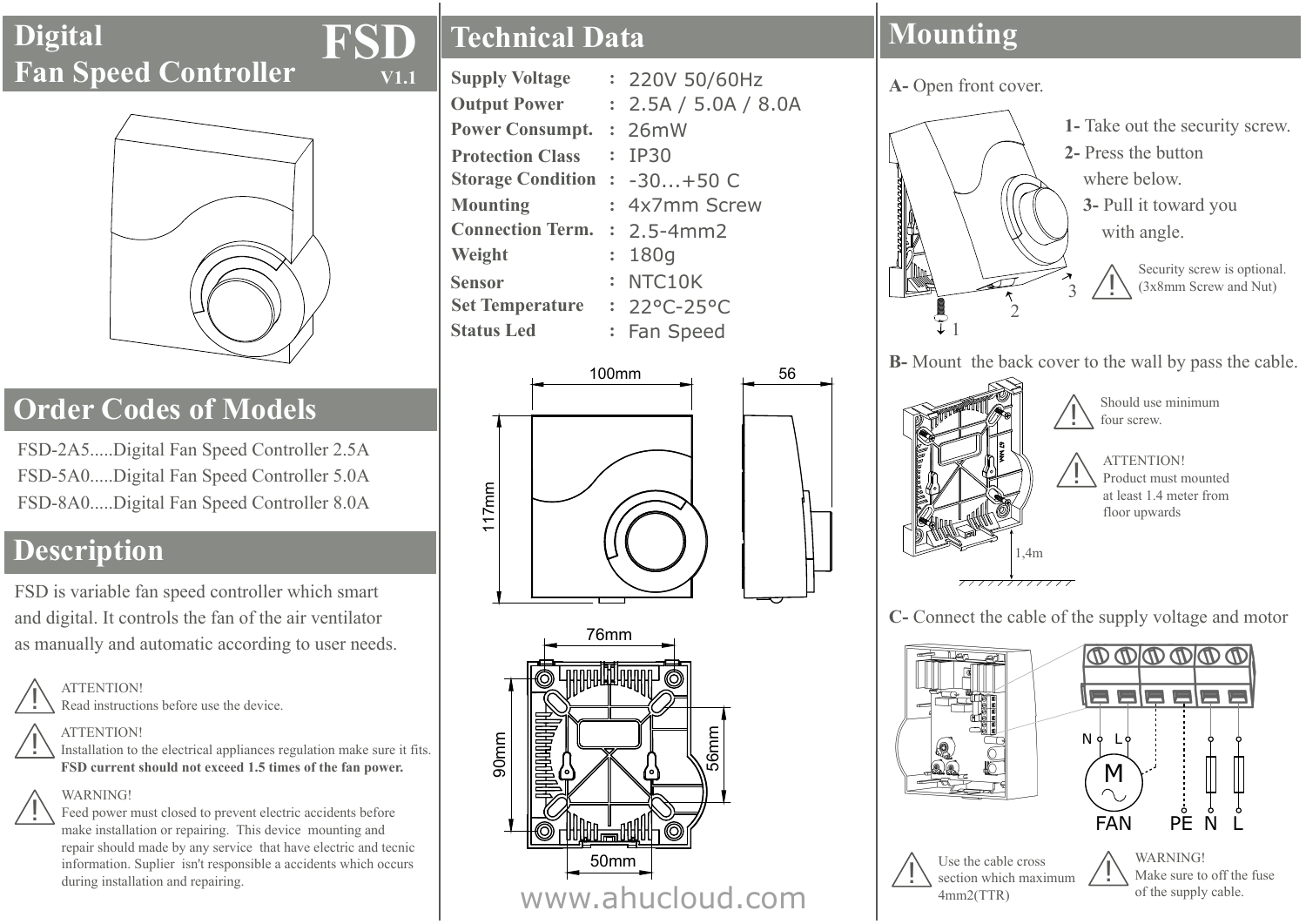# Digital Fan Speed Controller

**FSD** V1.1

## Order Codes of Models

FSD-2A5.....Digital Fan Speed Controller 2.5A
FSD-5A0.....Digital Fan Speed Controller 5.0A
FSD-8A0.....Digital Fan Speed Controller 8.0A

## Description

FSD is variable fan speed controller which smart and digital. It controls the fan of the air ventilator as manually and automatic according to user needs.

ATTENTION!
Read instructions before use the device.

ATTENTION!
Installation to the electrical appliances regulation make sure it fits.
**FSD current should not exceed 1.5 times of the fan power.**

WARNING!
Feed power must closed to prevent electric accidents before make installation or repairing. This device mounting and repair should made by any service that have electric and tecnic information. Suplier isn't responsible a accidents which occurs during installation and repairing.

## Technical Data

| | | |
|---|---|---|
| **Supply Voltage** | : | 220V 50/60Hz |
| **Output Power** | : | 2.5A / 5.0A / 8.0A |
| **Power Consumpt.** | : | 26mW |
| **Protection Class** | : | IP30 |
| **Storage Condition** | : | -30...+50 C |
| **Mounting** | : | 4x7mm Screw |
| **Connection Term.** | : | 2.5-4mm2 |
| **Weight** | : | 180g |
| **Sensor** | : | NTC10K |
| **Set Temperature** | : | 22°C-25°C |
| **Status Led** | : | Fan Speed |

100mm
56
117mm
76mm
90mm
56mm
50mm

www.ahucloud.com

## Mounting

**A-** Open front cover.

**1-** Take out the security screw.
**2-** Press the button where below.
**3-** Pull it toward you with angle.

Security screw is optional. (3x8mm Screw and Nut)

**B-** Mount the back cover to the wall by pass the cable.

Should use minimum four screw.

ATTENTION!
Product must mounted at least 1.4 meter from floor upwards

1,4m

**C-** Connect the cable of the supply voltage and motor

N L
M
FAN PE N L

Use the cable cross section which maximum 4mm2(TTR)

WARNING!
Make sure to off the fuse of the supply cable.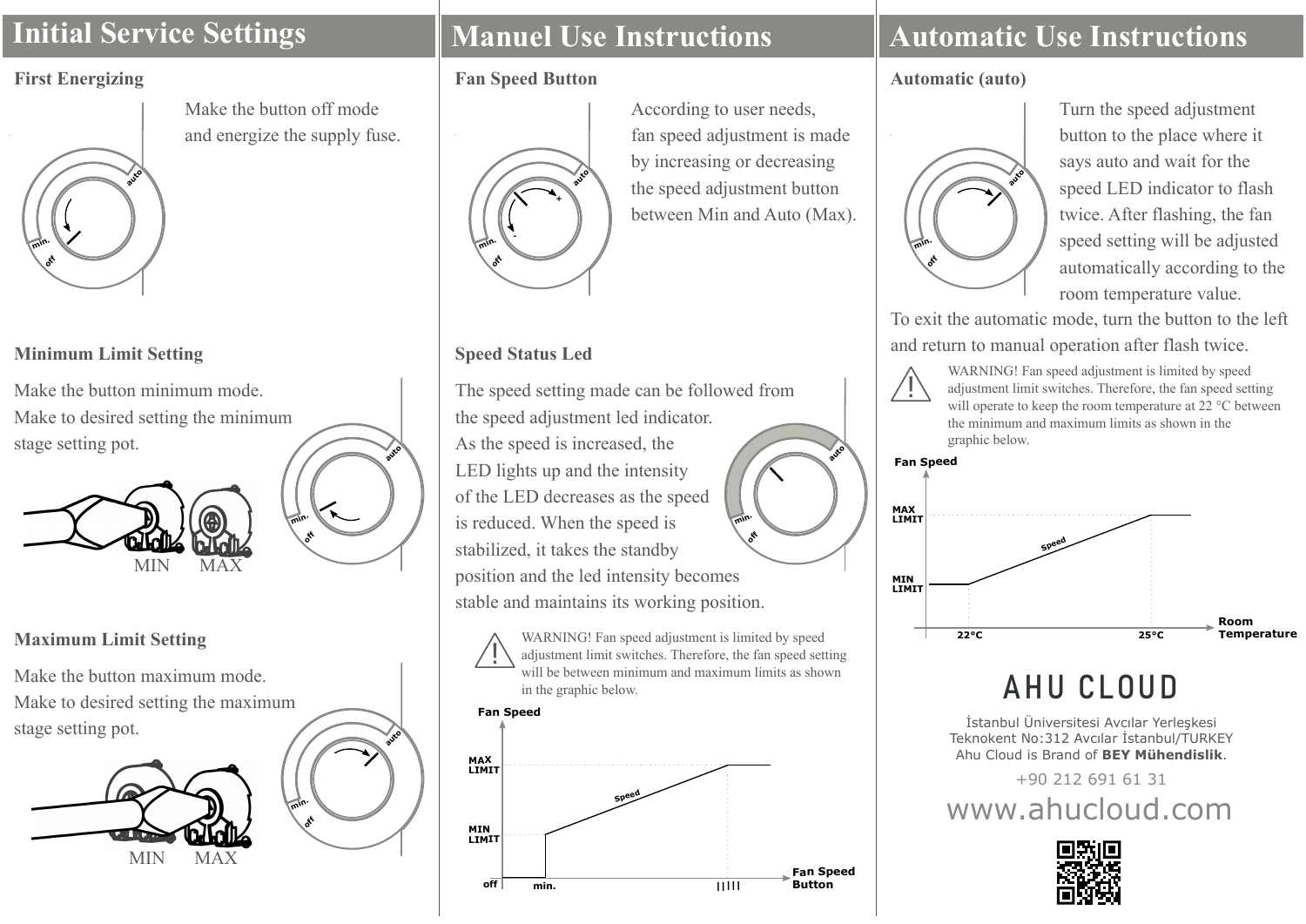# Initial Service Settings

### First Energizing

auto
min.
off

Make the button off mode and energize the supply fuse.

### Minimum Limit Setting

Make the button minimum mode. Make to desired setting the minimum stage setting pot.

MIN MAX

auto
min.
off

### Maximum Limit Setting

Make the button maximum mode. Make to desired setting the maximum stage setting pot.

MIN MAX

auto
min.
off

# Manuel Use Instructions

### Fan Speed Button

auto
min.
off
+
-

According to user needs, fan speed adjustment is made by increasing or decreasing the speed adjustment button between Min and Auto (Max).

### Speed Status Led

The speed setting made can be followed from the speed adjustment led indicator. As the speed is increased, the LED lights up and the intensity of the LED decreases as the speed is reduced. When the speed is stabilized, it takes the standby position and the led intensity becomes stable and maintains its working position.

auto
min.
off

WARNING! Fan speed adjustment is limited by speed adjustment limit switches. Therefore, the fan speed setting will be between minimum and maximum limits as shown in the graphic below.

Fan Speed
MAX LIMIT
MIN LIMIT
Speed
off
min.
IIIII
Fan Speed Button

# Automatic Use Instructions

### Automatic (auto)

auto
min.
off

Turn the speed adjustment button to the place where it says auto and wait for the speed LED indicator to flash twice. After flashing, the fan speed setting will be adjusted automatically according to the room temperature value.

To exit the automatic mode, turn the button to the left and return to manual operation after flash twice.

WARNING! Fan speed adjustment is limited by speed adjustment limit switches. Therefore, the fan speed setting will operate to keep the room temperature at 22 °C between the minimum and maximum limits as shown in the graphic below.

Fan Speed
MAX LIMIT
MIN LIMIT
Speed
22°C
25°C
Room Temperature

AHU CLOUD

İstanbul Üniversitesi Avcılar Yerleşkesi
Teknokent No:312 Avcılar İstanbul/TURKEY
Ahu Cloud is Brand of **BEY Mühendislik**.

+90 212 691 61 31

www.ahucloud.com